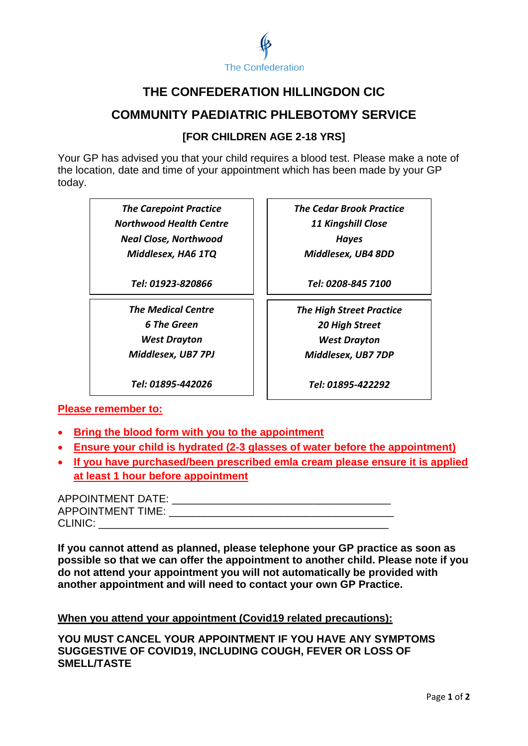The Confederation

# THE CONFEDERATION HILLINGDON CIC

## COMMUNITY PAEDIATRIC PHLEBOTOMY SERVICE

### [FOR CHILDREN AGE 2-18 YRS]

Your GP has advised you that your child requires a blood test. Please make a note of the location, date and time of your appointment which has been made by your GP today.

| | |
|---|---|
| ***The Carepoint Practice***<br>***Northwood Health Centre***<br>***Neal Close, Northwood***<br>***Middlesex, HA6 1TQ***<br><br>***Tel: 01923-820866*** | ***The Cedar Brook Practice***<br>***11 Kingshill Close***<br>***Hayes***<br>***Middlesex, UB4 8DD***<br><br>***Tel: 0208-845 7100*** |
| ***The Medical Centre***<br>***6 The Green***<br>***West Drayton***<br>***Middlesex, UB7 7PJ***<br><br>***Tel: 01895-442026*** | ***The High Street Practice***<br>***20 High Street***<br>***West Drayton***<br>***Middlesex, UB7 7DP***<br><br>***Tel: 01895-422292*** |

**Please remember to:**

- **Bring the blood form with you to the appointment**
- **Ensure your child is hydrated (2-3 glasses of water before the appointment)**
- **If you have purchased/been prescribed emla cream please ensure it is applied at least 1 hour before appointment**

APPOINTMENT DATE: ___________________________________
APPOINTMENT TIME: ____________________________________
CLINIC: _______________________________________________

**If you cannot attend as planned, please telephone your GP practice as soon as possible so that we can offer the appointment to another child. Please note if you do not attend your appointment you will not automatically be provided with another appointment and will need to contact your own GP Practice.**

**When you attend your appointment (Covid19 related precautions):**

**YOU MUST CANCEL YOUR APPOINTMENT IF YOU HAVE ANY SYMPTOMS SUGGESTIVE OF COVID19, INCLUDING COUGH, FEVER OR LOSS OF SMELL/TASTE**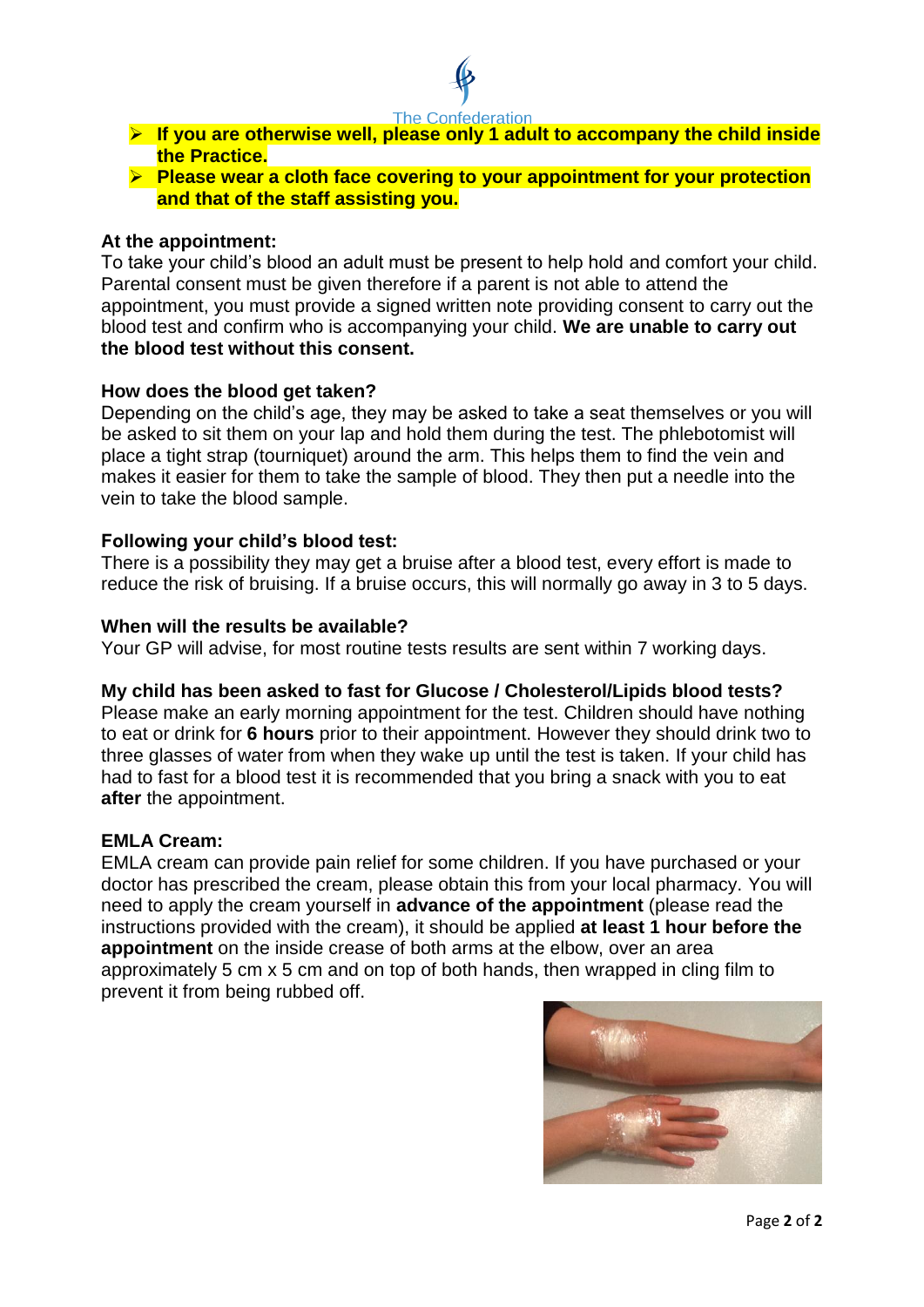- **If you are otherwise well, please only 1 adult to accompany the child inside the Practice.**
- **Please wear a cloth face covering to your appointment for your protection and that of the staff assisting you.**

**At the appointment:**

To take your child's blood an adult must be present to help hold and comfort your child. Parental consent must be given therefore if a parent is not able to attend the appointment, you must provide a signed written note providing consent to carry out the blood test and confirm who is accompanying your child. **We are unable to carry out the blood test without this consent.**

**How does the blood get taken?**

Depending on the child's age, they may be asked to take a seat themselves or you will be asked to sit them on your lap and hold them during the test. The phlebotomist will place a tight strap (tourniquet) around the arm. This helps them to find the vein and makes it easier for them to take the sample of blood. They then put a needle into the vein to take the blood sample.

**Following your child's blood test:**

There is a possibility they may get a bruise after a blood test, every effort is made to reduce the risk of bruising. If a bruise occurs, this will normally go away in 3 to 5 days.

**When will the results be available?**

Your GP will advise, for most routine tests results are sent within 7 working days.

**My child has been asked to fast for Glucose / Cholesterol/Lipids blood tests?**

Please make an early morning appointment for the test. Children should have nothing to eat or drink for **6 hours** prior to their appointment. However they should drink two to three glasses of water from when they wake up until the test is taken. If your child has had to fast for a blood test it is recommended that you bring a snack with you to eat **after** the appointment.

**EMLA Cream:**

EMLA cream can provide pain relief for some children. If you have purchased or your doctor has prescribed the cream, please obtain this from your local pharmacy. You will need to apply the cream yourself in **advance of the appointment** (please read the instructions provided with the cream), it should be applied **at least 1 hour before the appointment** on the inside crease of both arms at the elbow, over an area approximately 5 cm x 5 cm and on top of both hands, then wrapped in cling film to prevent it from being rubbed off.